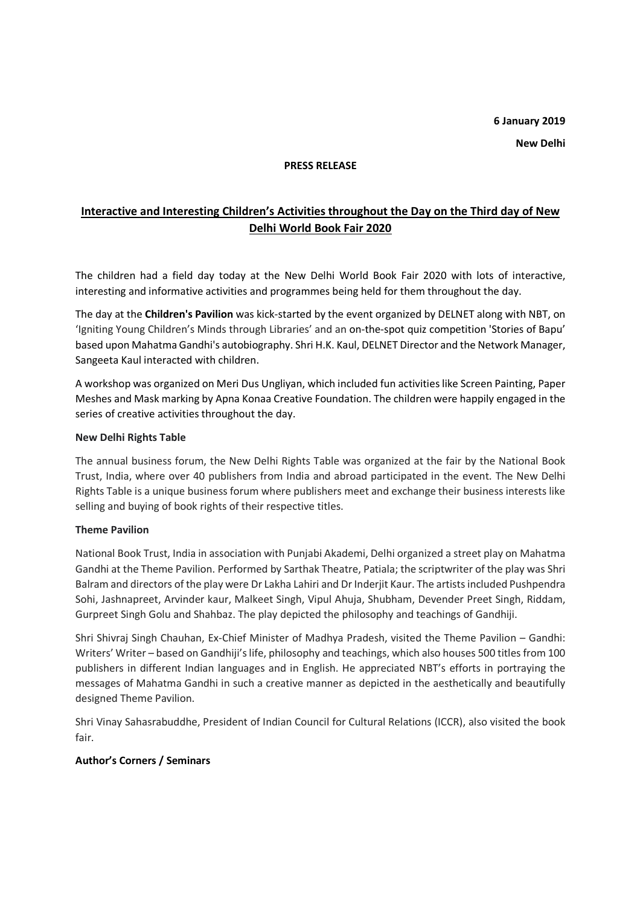**6 January 2019**

**New Delhi**

**PRESS RELEASE**

## Interactive and Interesting Children's Activities throughout the Day on the Third day of New Delhi World Book Fair 2020

The children had a field day today at the New Delhi World Book Fair 2020 with lots of interactive, interesting and informative activities and programmes being held for them throughout the day.

The day at the **Children's Pavilion** was kick-started by the event organized by DELNET along with NBT, on 'Igniting Young Children's Minds through Libraries' and an on-the-spot quiz competition 'Stories of Bapu' based upon Mahatma Gandhi's autobiography. Shri H.K. Kaul, DELNET Director and the Network Manager, Sangeeta Kaul interacted with children.

A workshop was organized on Meri Dus Ungliyan, which included fun activities like Screen Painting, Paper Meshes and Mask marking by Apna Konaa Creative Foundation. The children were happily engaged in the series of creative activities throughout the day.

**New Delhi Rights Table**

The annual business forum, the New Delhi Rights Table was organized at the fair by the National Book Trust, India, where over 40 publishers from India and abroad participated in the event. The New Delhi Rights Table is a unique business forum where publishers meet and exchange their business interests like selling and buying of book rights of their respective titles.

**Theme Pavilion**

National Book Trust, India in association with Punjabi Akademi, Delhi organized a street play on Mahatma Gandhi at the Theme Pavilion. Performed by Sarthak Theatre, Patiala; the scriptwriter of the play was Shri Balram and directors of the play were Dr Lakha Lahiri and Dr Inderjit Kaur. The artists included Pushpendra Sohi, Jashnapreet, Arvinder kaur, Malkeet Singh, Vipul Ahuja, Shubham, Devender Preet Singh, Riddam, Gurpreet Singh Golu and Shahbaz. The play depicted the philosophy and teachings of Gandhiji.

Shri Shivraj Singh Chauhan, Ex-Chief Minister of Madhya Pradesh, visited the Theme Pavilion – Gandhi: Writers' Writer – based on Gandhiji's life, philosophy and teachings, which also houses 500 titles from 100 publishers in different Indian languages and in English. He appreciated NBT's efforts in portraying the messages of Mahatma Gandhi in such a creative manner as depicted in the aesthetically and beautifully designed Theme Pavilion.

Shri Vinay Sahasrabuddhe, President of Indian Council for Cultural Relations (ICCR), also visited the book fair.

**Author's Corners / Seminars**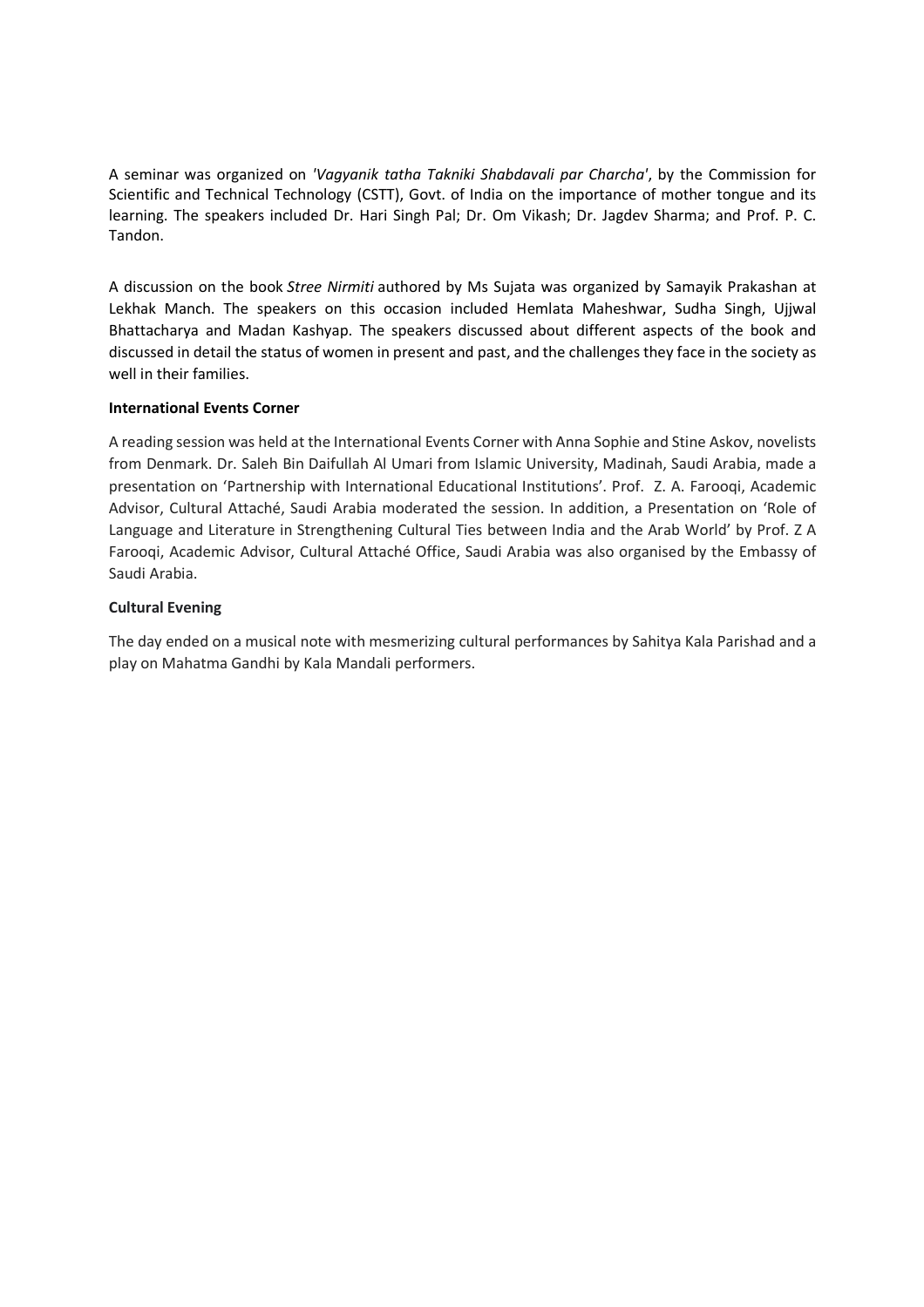A seminar was organized on '*Vagyanik tatha Takniki Shabdavali par Charcha*', by the Commission for Scientific and Technical Technology (CSTT), Govt. of India on the importance of mother tongue and its learning. The speakers included Dr. Hari Singh Pal; Dr. Om Vikash; Dr. Jagdev Sharma; and Prof. P. C. Tandon.

A discussion on the book *Stree Nirmiti* authored by Ms Sujata was organized by Samayik Prakashan at Lekhak Manch. The speakers on this occasion included Hemlata Maheshwar, Sudha Singh, Ujjwal Bhattacharya and Madan Kashyap. The speakers discussed about different aspects of the book and discussed in detail the status of women in present and past, and the challenges they face in the society as well in their families.

**International Events Corner**

A reading session was held at the International Events Corner with Anna Sophie and Stine Askov, novelists from Denmark. Dr. Saleh Bin Daifullah Al Umari from Islamic University, Madinah, Saudi Arabia, made a presentation on 'Partnership with International Educational Institutions'. Prof. Z. A. Farooqi, Academic Advisor, Cultural Attaché, Saudi Arabia moderated the session. In addition, a Presentation on 'Role of Language and Literature in Strengthening Cultural Ties between India and the Arab World' by Prof. Z A Farooqi, Academic Advisor, Cultural Attaché Office, Saudi Arabia was also organised by the Embassy of Saudi Arabia.

**Cultural Evening**

The day ended on a musical note with mesmerizing cultural performances by Sahitya Kala Parishad and a play on Mahatma Gandhi by Kala Mandali performers.